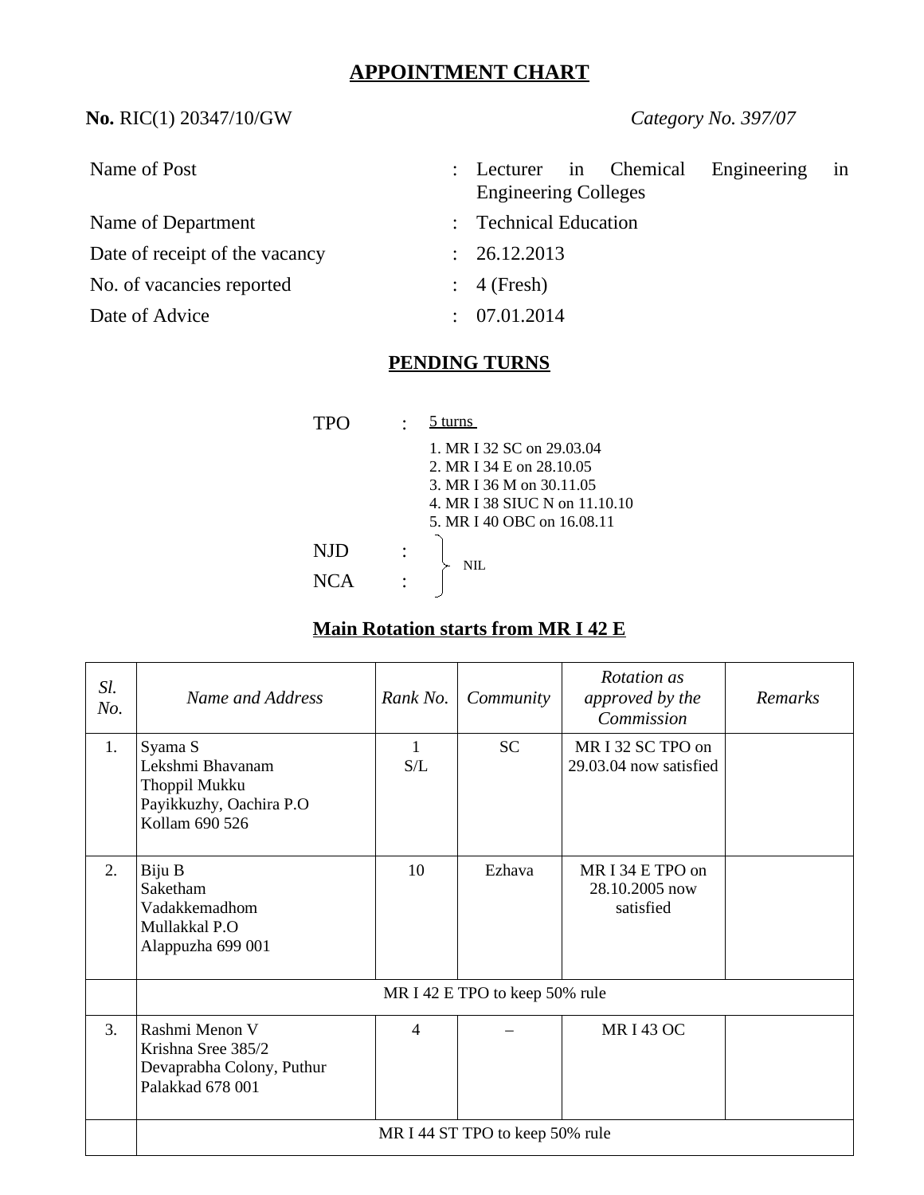# APPOINTMENT CHART

**No.** RIC(1) 20347/10/GW *Category No. 397/07*

| | | |
|---|---|---|
| Name of Post | : | Lecturer in Chemical Engineering in Engineering Colleges |
| Name of Department | : | Technical Education |
| Date of receipt of the vacancy | : | 26.12.2013 |
| No. of vacancies reported | : | 4 (Fresh) |
| Date of Advice | : | 07.01.2014 |

## PENDING TURNS

TPO : 5 turns

1. MR I 32 SC on 29.03.04
2. MR I 34 E on 28.10.05
3. MR I 36 M on 30.11.05
4. MR I 38 SIUC N on 11.10.10
5. MR I 40 OBC on 16.08.11

NJD : NIL
NCA : NIL

## Main Rotation starts from MR I 42 E

| *Sl. No.* | *Name and Address* | *Rank No.* | *Community* | *Rotation as approved by the Commission* | *Remarks* |
|---|---|---|---|---|---|
| 1. | Syama S<br>Lekshmi Bhavanam<br>Thoppil Mukku<br>Payikkuzhy, Oachira P.O<br>Kollam 690 526 | 1<br>S/L | SC | MR I 32 SC TPO on 29.03.04 now satisfied | |
| 2. | Biju B<br>Saketham<br>Vadakkemadhom<br>Mullakkal P.O<br>Alappuzha 699 001 | 10 | Ezhava | MR I 34 E TPO on 28.10.2005 now satisfied | |
| | MR I 42 E TPO to keep 50% rule | | | | |
| 3. | Rashmi Menon V<br>Krishna Sree 385/2<br>Devaprabha Colony, Puthur<br>Palakkad 678 001 | 4 | – | MR I 43 OC | |
| | MR I 44 ST TPO to keep 50% rule | | | | |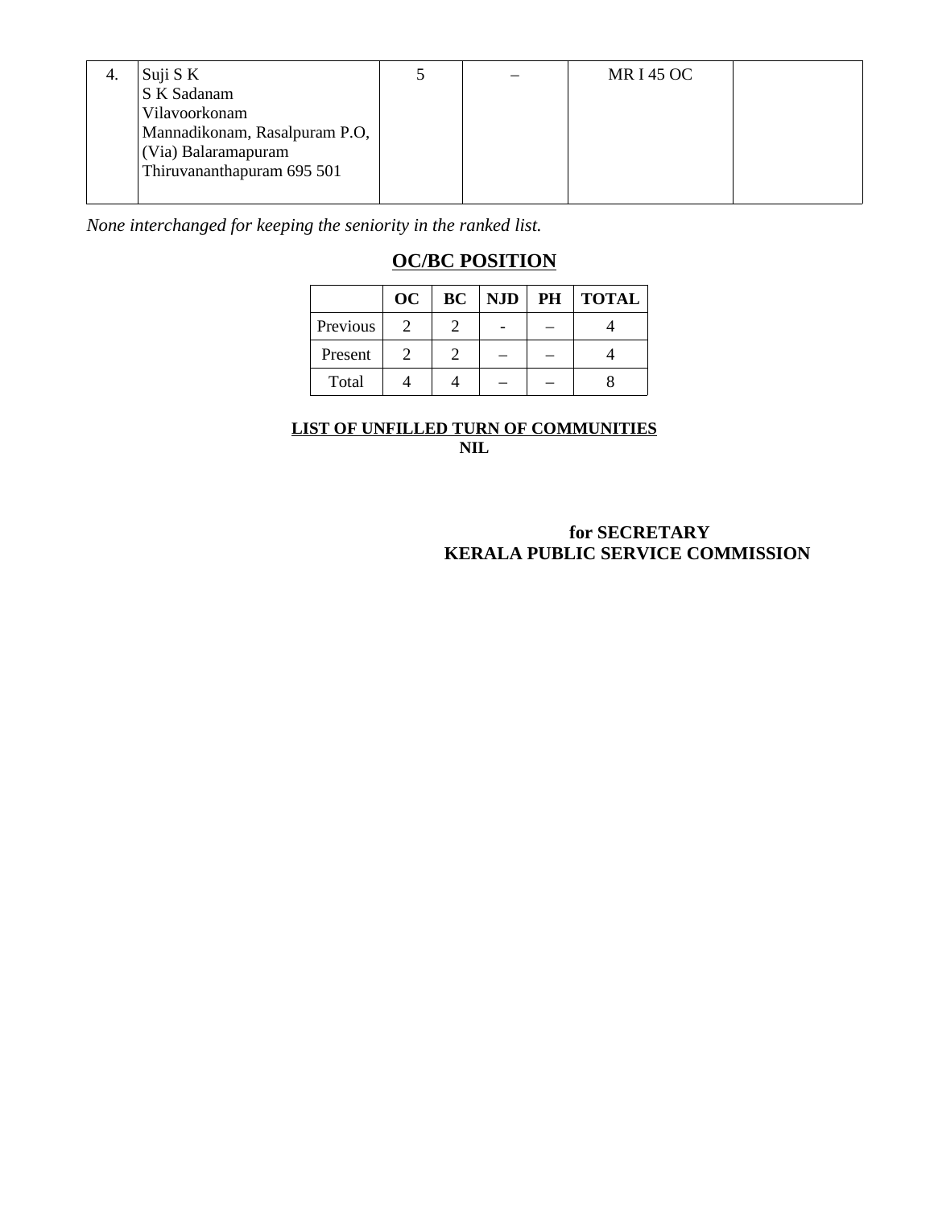| | | | | | |
|---|---|---|---|---|---|
| 4. | Suji S K<br>S K Sadanam<br>Vilavoorkonam<br>Mannadikonam, Rasalpuram P.O,<br>(Via) Balaramapuram<br>Thiruvananthapuram 695 501 | 5 | – | MR I 45 OC | |

*None interchanged for keeping the seniority in the ranked list.*

## OC/BC POSITION

| | OC | BC | NJD | PH | TOTAL |
|---|---|---|---|---|---|
| Previous | 2 | 2 | - | – | 4 |
| Present | 2 | 2 | – | – | 4 |
| Total | 4 | 4 | – | – | 8 |

**LIST OF UNFILLED TURN OF COMMUNITIES**
**NIL**

**for SECRETARY**
**KERALA PUBLIC SERVICE COMMISSION**